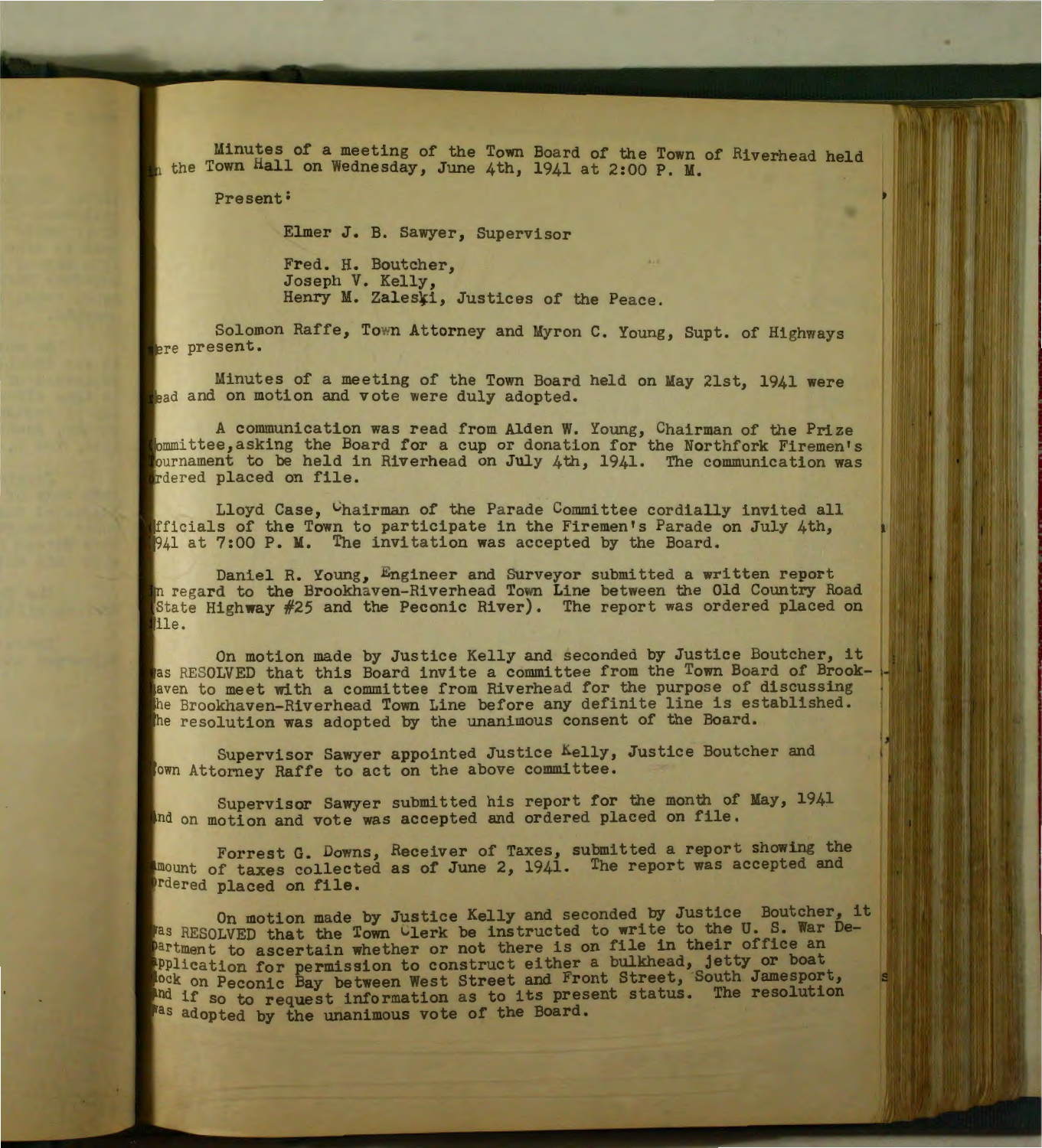Minutes of a meeting of the Town Board of the Town of Riverhead held in the Town Hall on Wednesday, June 4th, 1941 at 2:00 P. M.

Present:

Elmer J. B. Sawyer, Supervisor

Fred. H. Boutcher,
Joseph V. Kelly,
Henry M. Zaleski, Justices of the Peace.

Solomon Raffe, Town Attorney and Myron C. Young, Supt. of Highways were present.

Minutes of a meeting of the Town Board held on May 21st, 1941 were read and on motion and vote were duly adopted.

A communication was read from Alden W. Young, Chairman of the Prize Committee, asking the Board for a cup or donation for the Northfork Firemen's Tournament to be held in Riverhead on July 4th, 1941. The communication was ordered placed on file.

Lloyd Case, Chairman of the Parade Committee cordially invited all officials of the Town to participate in the Firemen's Parade on July 4th, 1941 at 7:00 P. M. The invitation was accepted by the Board.

Daniel R. Young, Engineer and Surveyor submitted a written report in regard to the Brookhaven-Riverhead Town Line between the Old Country Road (State Highway #25 and the Peconic River). The report was ordered placed on file.

On motion made by Justice Kelly and seconded by Justice Boutcher, it was RESOLVED that this Board invite a committee from the Town Board of Brookhaven to meet with a committee from Riverhead for the purpose of discussing the Brookhaven-Riverhead Town Line before any definite line is established. The resolution was adopted by the unanimous consent of the Board.

Supervisor Sawyer appointed Justice Kelly, Justice Boutcher and Town Attorney Raffe to act on the above committee.

Supervisor Sawyer submitted his report for the month of May, 1941 and on motion and vote was accepted and ordered placed on file.

Forrest G. Downs, Receiver of Taxes, submitted a report showing the amount of taxes collected as of June 2, 1941. The report was accepted and ordered placed on file.

On motion made by Justice Kelly and seconded by Justice Boutcher, it was RESOLVED that the Town Clerk be instructed to write to the U. S. War Department to ascertain whether or not there is on file in their office an application for permission to construct either a bulkhead, jetty or boat dock on Peconic Bay between West Street and Front Street, South Jamesport, and if so to request information as to its present status. The resolution was adopted by the unanimous vote of the Board.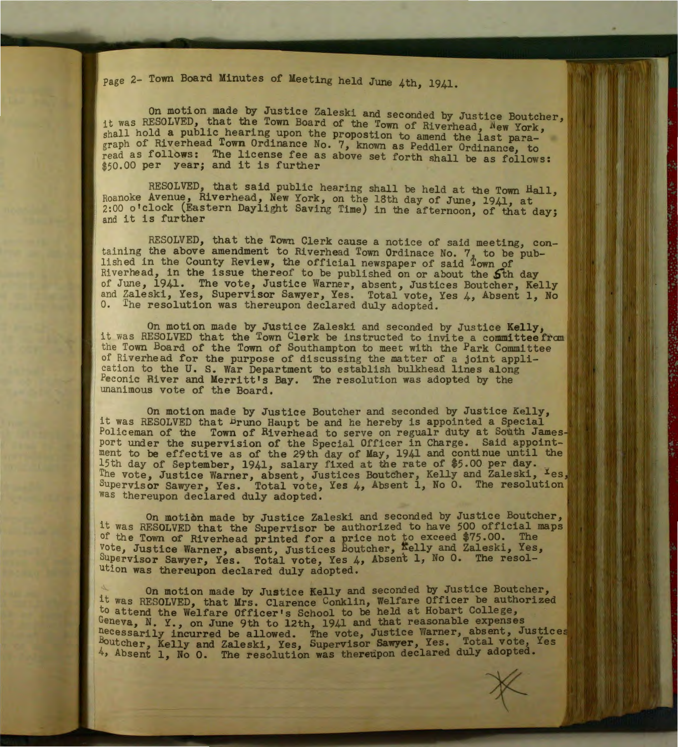Page 2- Town Board Minutes of Meeting held June 4th, 1941.

On motion made by Justice Zaleski and seconded by Justice Boutcher, it was RESOLVED, that the Town Board of the Town of Riverhead, New York, shall hold a public hearing upon the propostion to amend the last paragraph of Riverhead Town Ordinance No. 7, known as Peddler Ordinance, to read as follows: The license fee as above set forth shall be as follows: $50.00 per year; and it is further

RESOLVED, that said public hearing shall be held at the Town Hall, Roanoke Avenue, Riverhead, New York, on the 18th day of June, 1941, at 2:00 o'clock (Eastern Daylight Saving Time) in the afternoon, of that day; and it is further

RESOLVED, that the Town Clerk cause a notice of said meeting, containing the above amendment to Riverhead Town Ordinace No. 7, to be published in the County Review, the official newspaper of said Town of Riverhead, in the issue thereof to be published on or about the 5th day of June, 1941. The vote, Justice Warner, absent, Justices Boutcher, Kelly and Zaleski, Yes, Supervisor Sawyer, Yes. Total vote, Yes 4, Absent 1, No 0. The resolution was thereupon declared duly adopted.

On motion made by Justice Zaleski and seconded by Justice Kelly, it was RESOLVED that the Town Clerk be instructed to invite a committee from the Town Board of the Town of Southampton to meet with the Park Committee of Riverhead for the purpose of discussing the matter of a joint application to the U. S. War Department to establish bulkhead lines along Peconic River and Merritt's Bay. The resolution was adopted by the unanimous vote of the Board.

On motion made by Justice Boutcher and seconded by Justice Kelly, it was RESOLVED that Bruno Haupt be and he hereby is appointed a Special Policeman of the Town of Riverhead to serve on regualr duty at South Jamesport under the supervision of the Special Officer in Charge. Said appointment to be effective as of the 29th day of May, 1941 and continue until the 15th day of September, 1941, salary fixed at the rate of $5.00 per day. The vote, Justice Warner, absent, Justices Boutcher, Kelly and Zaleski, Yes, Supervisor Sawyer, Yes. Total vote, Yes 4, Absent 1, No 0. The resolution was thereupon declared duly adopted.

On motion made by Justice Zaleski and seconded by Justice Boutcher, it was RESOLVED that the Supervisor be authorized to have 500 official maps of the Town of Riverhead printed for a price not to exceed $75.00. The vote, Justice Warner, absent, Justices Boutcher, Kelly and Zaleski, Yes, Supervisor Sawyer, Yes. Total vote, Yes 4, Absent 1, No 0. The resolution was thereupon declared duly adopted.

On motion made by Justice Kelly and seconded by Justice Boutcher, it was RESOLVED, that Mrs. Clarence Conklin, Welfare Officer be authorized to attend the Welfare Officer's School to be held at Hobart College, Geneva, N. Y., on June 9th to 12th, 1941 and that reasonable expenses necessarily incurred be allowed. The vote, Justice Warner, absent, Justices Boutcher, Kelly and Zaleski, Yes, Supervisor Sawyer, Yes. Total vote, Yes 4, Absent 1, No 0. The resolution was thereupon declared duly adopted.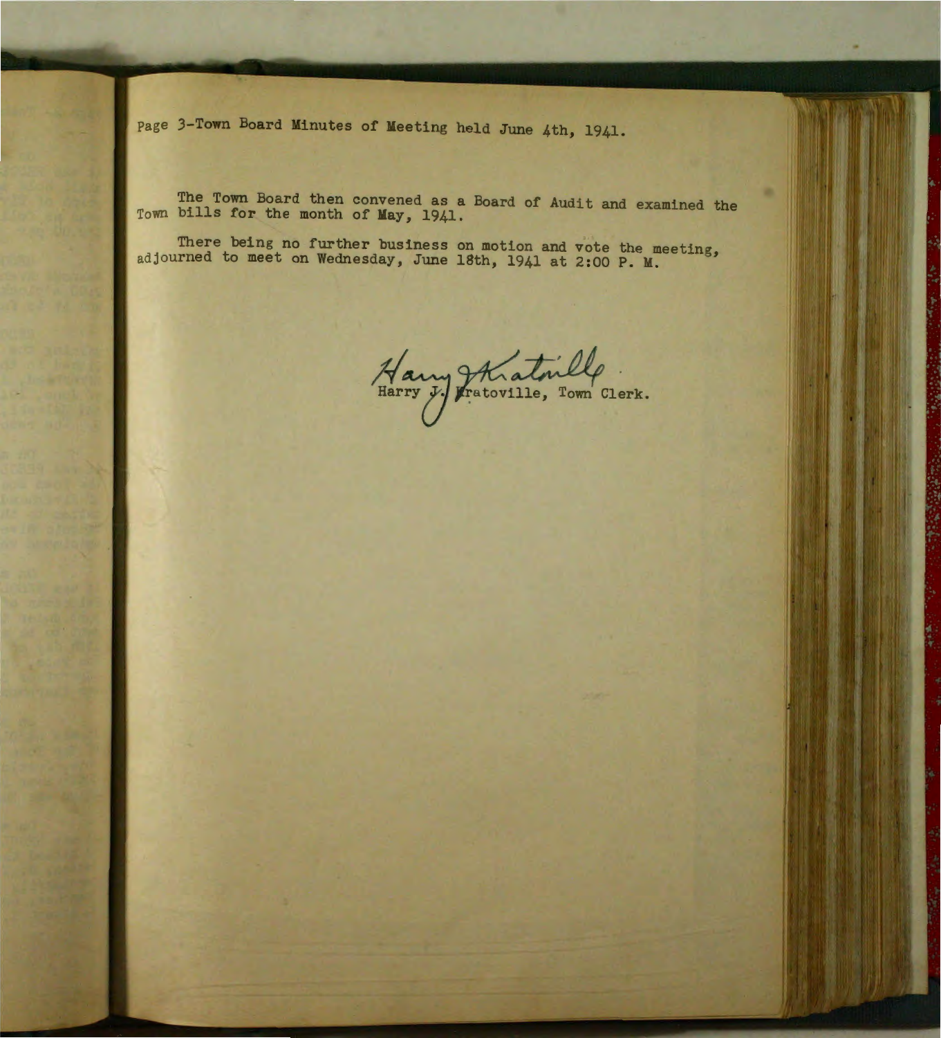Page 3-Town Board Minutes of Meeting held June 4th, 1941.

The Town Board then convened as a Board of Audit and examined the Town bills for the month of May, 1941.

There being no further business on motion and vote the meeting, adjourned to meet on Wednesday, June 18th, 1941 at 2:00 P. M.

Harry J. Kratoville

Harry J. Kratoville, Town Clerk.